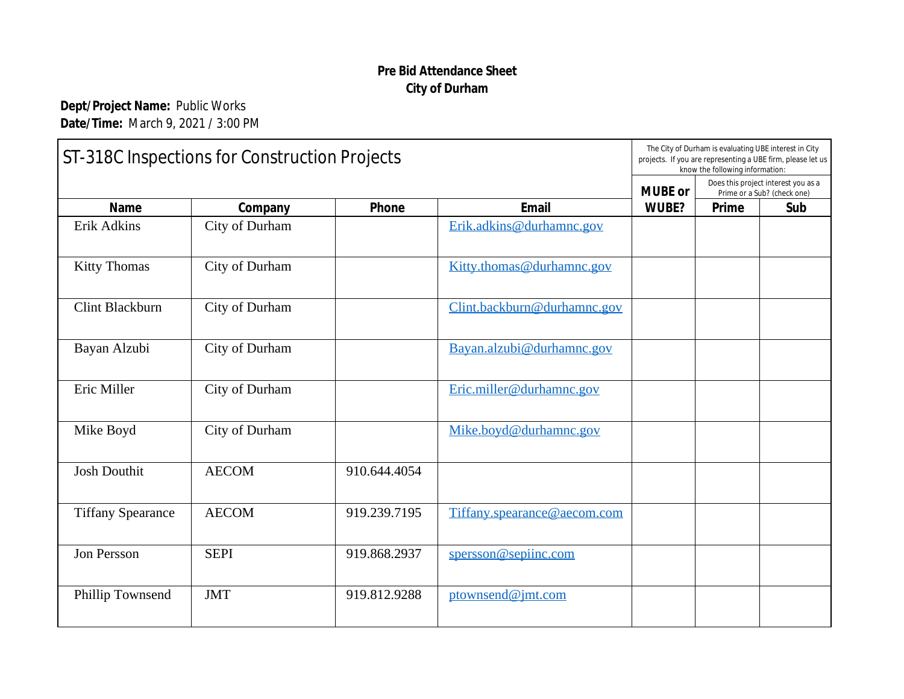**Pre Bid Attendance Sheet**
**City of Durham**

**Dept/Project Name:** Public Works
**Date/Time:** March 9, 2021 / 3:00 PM

| ST-318C Inspections for Construction Projects | | | | The City of Durham is evaluating UBE interest in City projects. If you are representing a UBE firm, please let us know the following information: | | |
|---|---|---|---|---|---|---|
| | | | | MUBE or WUBE? | Does this project interest you as a Prime or a Sub? (check one) | |
| **Name** | **Company** | **Phone** | **Email** | | **Prime** | **Sub** |
| Erik Adkins | City of Durham | | Erik.adkins@durhamnc.gov | | | |
| Kitty Thomas | City of Durham | | Kitty.thomas@durhamnc.gov | | | |
| Clint Blackburn | City of Durham | | Clint.backburn@durhamnc.gov | | | |
| Bayan Alzubi | City of Durham | | Bayan.alzubi@durhamnc.gov | | | |
| Eric Miller | City of Durham | | Eric.miller@durhamnc.gov | | | |
| Mike Boyd | City of Durham | | Mike.boyd@durhamnc.gov | | | |
| Josh Douthit | AECOM | 910.644.4054 | | | | |
| Tiffany Spearance | AECOM | 919.239.7195 | Tiffany.spearance@aecom.com | | | |
| Jon Persson | SEPI | 919.868.2937 | spersson@sepiinc.com | | | |
| Phillip Townsend | JMT | 919.812.9288 | ptownsend@jmt.com | | | |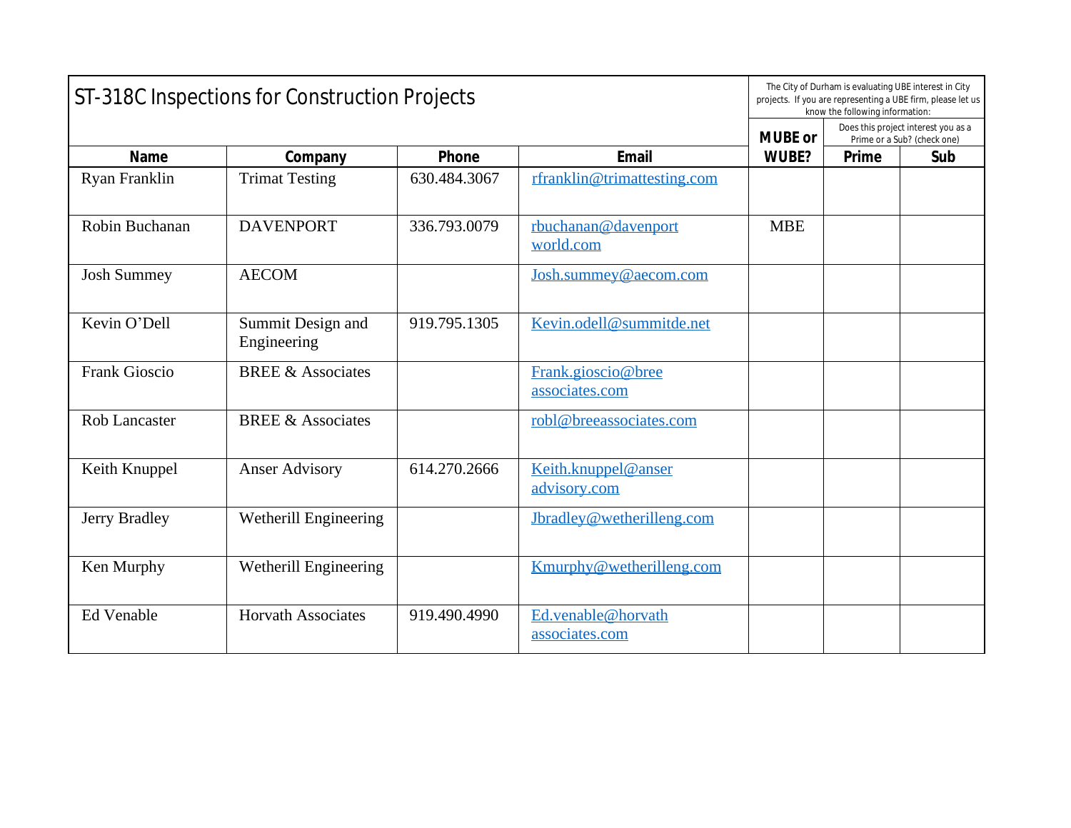| ST-318C Inspections for Construction Projects | | | | The City of Durham is evaluating UBE interest in City projects. If you are representing a UBE firm, please let us know the following information: | | |
|---|---|---|---|---|---|---|
| | | | | MUBE or | Does this project interest you as a Prime or a Sub? (check one) | |
| **Name** | **Company** | **Phone** | **Email** | **WUBE?** | **Prime** | **Sub** |
| Ryan Franklin | Trimat Testing | 630.484.3067 | rfranklin@trimattesting.com | | | |
| Robin Buchanan | DAVENPORT | 336.793.0079 | rbuchanan@davenport world.com | MBE | | |
| Josh Summey | AECOM | | Josh.summey@aecom.com | | | |
| Kevin O'Dell | Summit Design and Engineering | 919.795.1305 | Kevin.odell@summitde.net | | | |
| Frank Gioscio | BREE & Associates | | Frank.gioscio@bree associates.com | | | |
| Rob Lancaster | BREE & Associates | | robl@breeassociates.com | | | |
| Keith Knuppel | Anser Advisory | 614.270.2666 | Keith.knuppel@anser advisory.com | | | |
| Jerry Bradley | Wetherill Engineering | | Jbradley@wetherilleng.com | | | |
| Ken Murphy | Wetherill Engineering | | Kmurphy@wetherilleng.com | | | |
| Ed Venable | Horvath Associates | 919.490.4990 | Ed.venable@horvath associates.com | | | |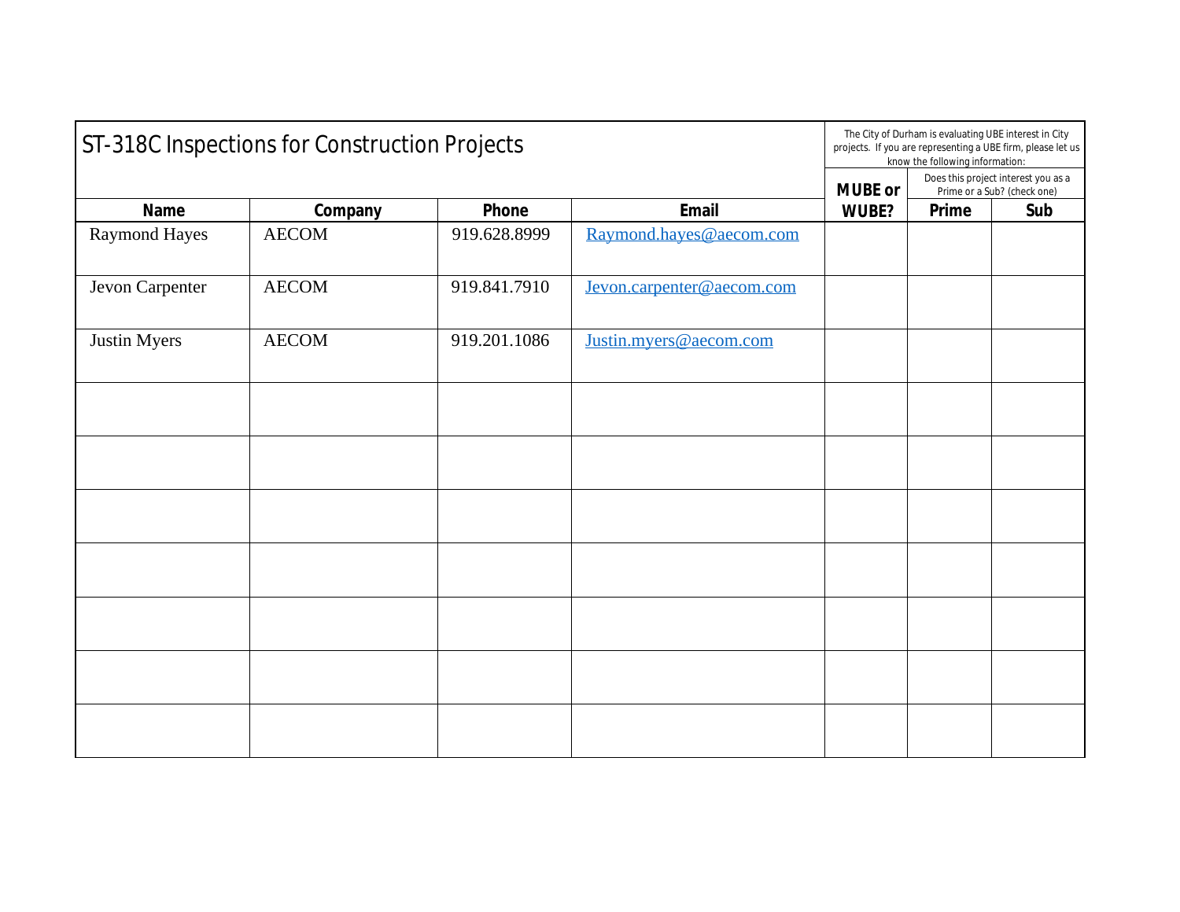# ST-318C Inspections for Construction Projects

The City of Durham is evaluating UBE interest in City projects. If you are representing a UBE firm, please let us know the following information:

| Name | Company | Phone | Email | MUBE or WUBE? | Does this project interest you as a Prime or a Sub? (check one) Prime | Sub |
|---|---|---|---|---|---|---|
| Raymond Hayes | AECOM | 919.628.8999 | Raymond.hayes@aecom.com | | | |
| Jevon Carpenter | AECOM | 919.841.7910 | Jevon.carpenter@aecom.com | | | |
| Justin Myers | AECOM | 919.201.1086 | Justin.myers@aecom.com | | | |
| | | | | | | |
| | | | | | | |
| | | | | | | |
| | | | | | | |
| | | | | | | |
| | | | | | | |
| | | | | | | |